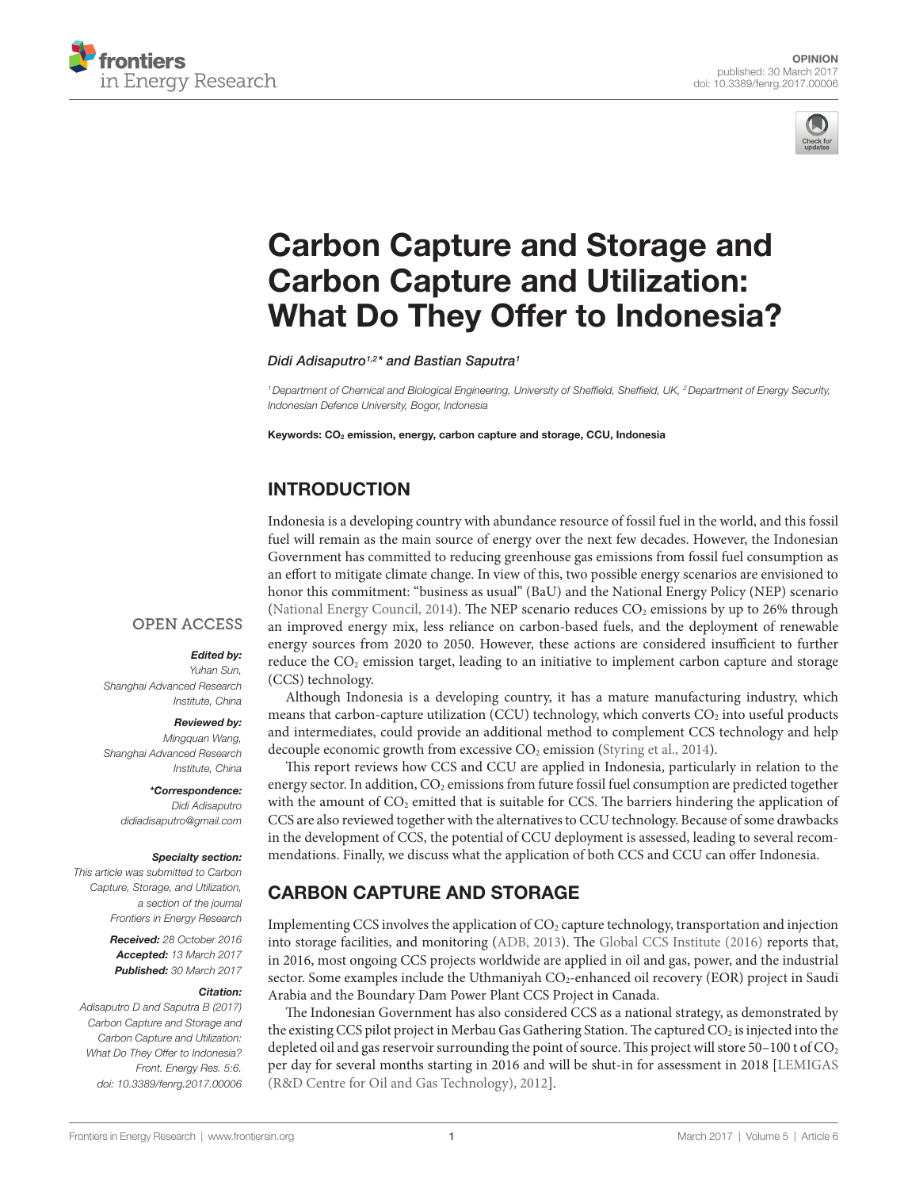OPINION
published: 30 March 2017
doi: 10.3389/fenrg.2017.00006

# Carbon Capture and Storage and Carbon Capture and Utilization: What Do They Offer to Indonesia?

*Didi Adisaputro[1,2]\* and Bastian Saputra[1]*

[1] Department of Chemical and Biological Engineering, University of Sheffield, Sheffield, UK, [2] Department of Energy Security, Indonesian Defence University, Bogor, Indonesia

**Keywords: $CO_2$ emission, energy, carbon capture and storage, CCU, Indonesia**

OPEN ACCESS

***Edited by:***
*Yuhan Sun,*
*Shanghai Advanced Research Institute, China*

***Reviewed by:***
*Mingquan Wang,*
*Shanghai Advanced Research Institute, China*

***\*Correspondence:***
*Didi Adisaputro*
*didiadisaputro@gmail.com*

***Specialty section:***
*This article was submitted to Carbon Capture, Storage, and Utilization, a section of the journal Frontiers in Energy Research*

***Received:*** *28 October 2016*
***Accepted:*** *13 March 2017*
***Published:*** *30 March 2017*

***Citation:***
*Adisaputro D and Saputra B (2017) Carbon Capture and Storage and Carbon Capture and Utilization: What Do They Offer to Indonesia? Front. Energy Res. 5:6. doi: 10.3389/fenrg.2017.00006*

## INTRODUCTION

Indonesia is a developing country with abundance resource of fossil fuel in the world, and this fossil fuel will remain as the main source of energy over the next few decades. However, the Indonesian Government has committed to reducing greenhouse gas emissions from fossil fuel consumption as an effort to mitigate climate change. In view of this, two possible energy scenarios are envisioned to honor this commitment: "business as usual" (BaU) and the National Energy Policy (NEP) scenario (National Energy Council, 2014). The NEP scenario reduces $CO_2$ emissions by up to 26% through an improved energy mix, less reliance on carbon-based fuels, and the deployment of renewable energy sources from 2020 to 2050. However, these actions are considered insufficient to further reduce the $CO_2$ emission target, leading to an initiative to implement carbon capture and storage (CCS) technology.

Although Indonesia is a developing country, it has a mature manufacturing industry, which means that carbon-capture utilization (CCU) technology, which converts $CO_2$ into useful products and intermediates, could provide an additional method to complement CCS technology and help decouple economic growth from excessive $CO_2$ emission (Styring et al., 2014).

This report reviews how CCS and CCU are applied in Indonesia, particularly in relation to the energy sector. In addition, $CO_2$ emissions from future fossil fuel consumption are predicted together with the amount of $CO_2$ emitted that is suitable for CCS. The barriers hindering the application of CCS are also reviewed together with the alternatives to CCU technology. Because of some drawbacks in the development of CCS, the potential of CCU deployment is assessed, leading to several recommendations. Finally, we discuss what the application of both CCS and CCU can offer Indonesia.

## CARBON CAPTURE AND STORAGE

Implementing CCS involves the application of $CO_2$ capture technology, transportation and injection into storage facilities, and monitoring (ADB, 2013). The Global CCS Institute (2016) reports that, in 2016, most ongoing CCS projects worldwide are applied in oil and gas, power, and the industrial sector. Some examples include the Uthmaniyah $CO_2$-enhanced oil recovery (EOR) project in Saudi Arabia and the Boundary Dam Power Plant CCS Project in Canada.

The Indonesian Government has also considered CCS as a national strategy, as demonstrated by the existing CCS pilot project in Merbau Gas Gathering Station. The captured $CO_2$ is injected into the depleted oil and gas reservoir surrounding the point of source. This project will store 50–100 t of $CO_2$ per day for several months starting in 2016 and will be shut-in for assessment in 2018 [LEMIGAS (R&D Centre for Oil and Gas Technology), 2012].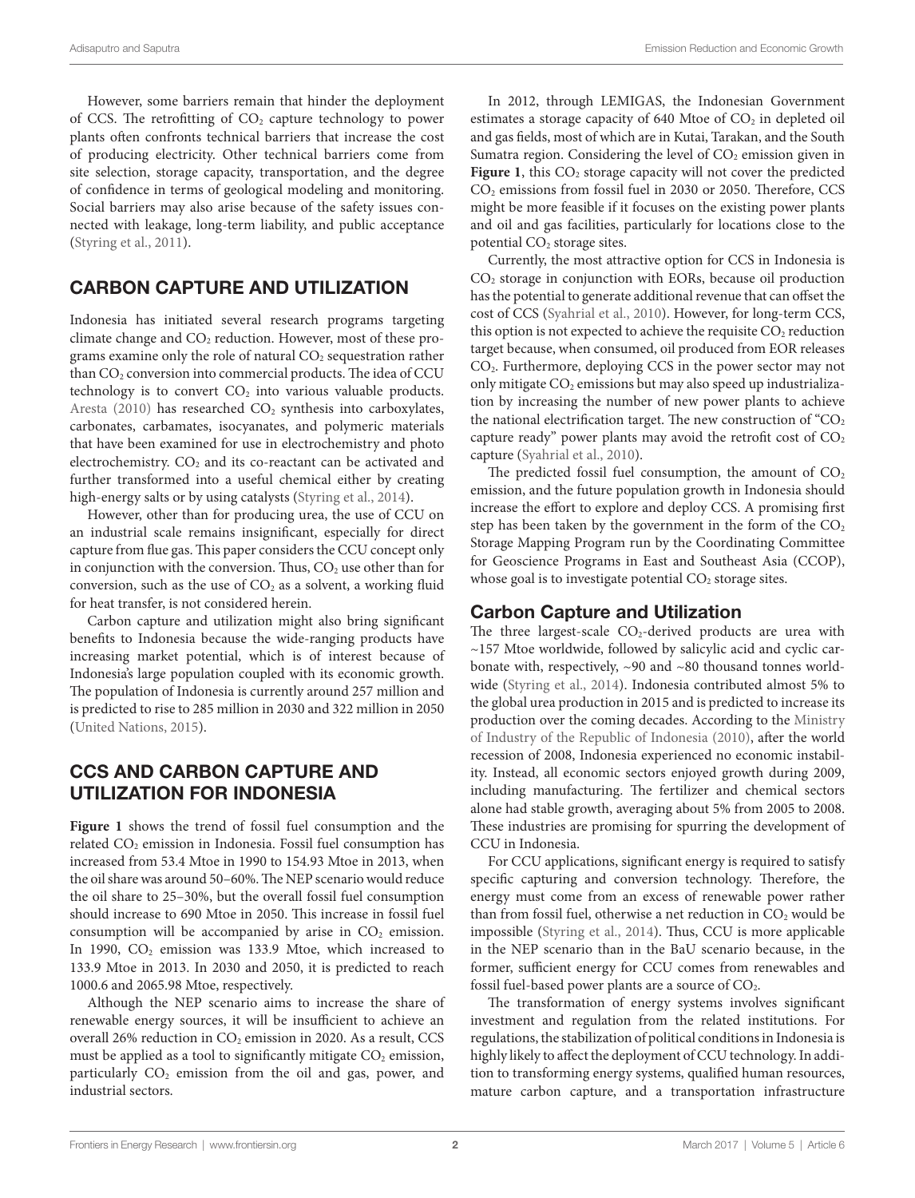However, some barriers remain that hinder the deployment of CCS. The retrofitting of $CO_2$ capture technology to power plants often confronts technical barriers that increase the cost of producing electricity. Other technical barriers come from site selection, storage capacity, transportation, and the degree of confidence in terms of geological modeling and monitoring. Social barriers may also arise because of the safety issues connected with leakage, long-term liability, and public acceptance (Styring et al., 2011).

## CARBON CAPTURE AND UTILIZATION

Indonesia has initiated several research programs targeting climate change and $CO_2$ reduction. However, most of these programs examine only the role of natural $CO_2$ sequestration rather than $CO_2$ conversion into commercial products. The idea of CCU technology is to convert $CO_2$ into various valuable products. Aresta (2010) has researched $CO_2$ synthesis into carboxylates, carbonates, carbamates, isocyanates, and polymeric materials that have been examined for use in electrochemistry and photo electrochemistry. $CO_2$ and its co-reactant can be activated and further transformed into a useful chemical either by creating high-energy salts or by using catalysts (Styring et al., 2014).

However, other than for producing urea, the use of CCU on an industrial scale remains insignificant, especially for direct capture from flue gas. This paper considers the CCU concept only in conjunction with the conversion. Thus, $CO_2$ use other than for conversion, such as the use of $CO_2$ as a solvent, a working fluid for heat transfer, is not considered herein.

Carbon capture and utilization might also bring significant benefits to Indonesia because the wide-ranging products have increasing market potential, which is of interest because of Indonesia's large population coupled with its economic growth. The population of Indonesia is currently around 257 million and is predicted to rise to 285 million in 2030 and 322 million in 2050 (United Nations, 2015).

## CCS AND CARBON CAPTURE AND UTILIZATION FOR INDONESIA

**Figure 1** shows the trend of fossil fuel consumption and the related $CO_2$ emission in Indonesia. Fossil fuel consumption has increased from 53.4 Mtoe in 1990 to 154.93 Mtoe in 2013, when the oil share was around 50–60%. The NEP scenario would reduce the oil share to 25–30%, but the overall fossil fuel consumption should increase to 690 Mtoe in 2050. This increase in fossil fuel consumption will be accompanied by arise in $CO_2$ emission. In 1990, $CO_2$ emission was 133.9 Mtoe, which increased to 133.9 Mtoe in 2013. In 2030 and 2050, it is predicted to reach 1000.6 and 2065.98 Mtoe, respectively.

Although the NEP scenario aims to increase the share of renewable energy sources, it will be insufficient to achieve an overall 26% reduction in $CO_2$ emission in 2020. As a result, CCS must be applied as a tool to significantly mitigate $CO_2$ emission, particularly $CO_2$ emission from the oil and gas, power, and industrial sectors.

In 2012, through LEMIGAS, the Indonesian Government estimates a storage capacity of 640 Mtoe of $CO_2$ in depleted oil and gas fields, most of which are in Kutai, Tarakan, and the South Sumatra region. Considering the level of $CO_2$ emission given in **Figure 1**, this $CO_2$ storage capacity will not cover the predicted $CO_2$ emissions from fossil fuel in 2030 or 2050. Therefore, CCS might be more feasible if it focuses on the existing power plants and oil and gas facilities, particularly for locations close to the potential $CO_2$ storage sites.

Currently, the most attractive option for CCS in Indonesia is $CO_2$ storage in conjunction with EORs, because oil production has the potential to generate additional revenue that can offset the cost of CCS (Syahrial et al., 2010). However, for long-term CCS, this option is not expected to achieve the requisite $CO_2$ reduction target because, when consumed, oil produced from EOR releases $CO_2$. Furthermore, deploying CCS in the power sector may not only mitigate $CO_2$ emissions but may also speed up industrialization by increasing the number of new power plants to achieve the national electrification target. The new construction of "$CO_2$ capture ready" power plants may avoid the retrofit cost of $CO_2$ capture (Syahrial et al., 2010).

The predicted fossil fuel consumption, the amount of $CO_2$ emission, and the future population growth in Indonesia should increase the effort to explore and deploy CCS. A promising first step has been taken by the government in the form of the $CO_2$ Storage Mapping Program run by the Coordinating Committee for Geoscience Programs in East and Southeast Asia (CCOP), whose goal is to investigate potential $CO_2$ storage sites.

### Carbon Capture and Utilization

The three largest-scale $CO_2$-derived products are urea with ~157 Mtoe worldwide, followed by salicylic acid and cyclic carbonate with, respectively, ~90 and ~80 thousand tonnes worldwide (Styring et al., 2014). Indonesia contributed almost 5% to the global urea production in 2015 and is predicted to increase its production over the coming decades. According to the Ministry of Industry of the Republic of Indonesia (2010), after the world recession of 2008, Indonesia experienced no economic instability. Instead, all economic sectors enjoyed growth during 2009, including manufacturing. The fertilizer and chemical sectors alone had stable growth, averaging about 5% from 2005 to 2008. These industries are promising for spurring the development of CCU in Indonesia.

For CCU applications, significant energy is required to satisfy specific capturing and conversion technology. Therefore, the energy must come from an excess of renewable power rather than from fossil fuel, otherwise a net reduction in $CO_2$ would be impossible (Styring et al., 2014). Thus, CCU is more applicable in the NEP scenario than in the BaU scenario because, in the former, sufficient energy for CCU comes from renewables and fossil fuel-based power plants are a source of $CO_2$.

The transformation of energy systems involves significant investment and regulation from the related institutions. For regulations, the stabilization of political conditions in Indonesia is highly likely to affect the deployment of CCU technology. In addition to transforming energy systems, qualified human resources, mature carbon capture, and a transportation infrastructure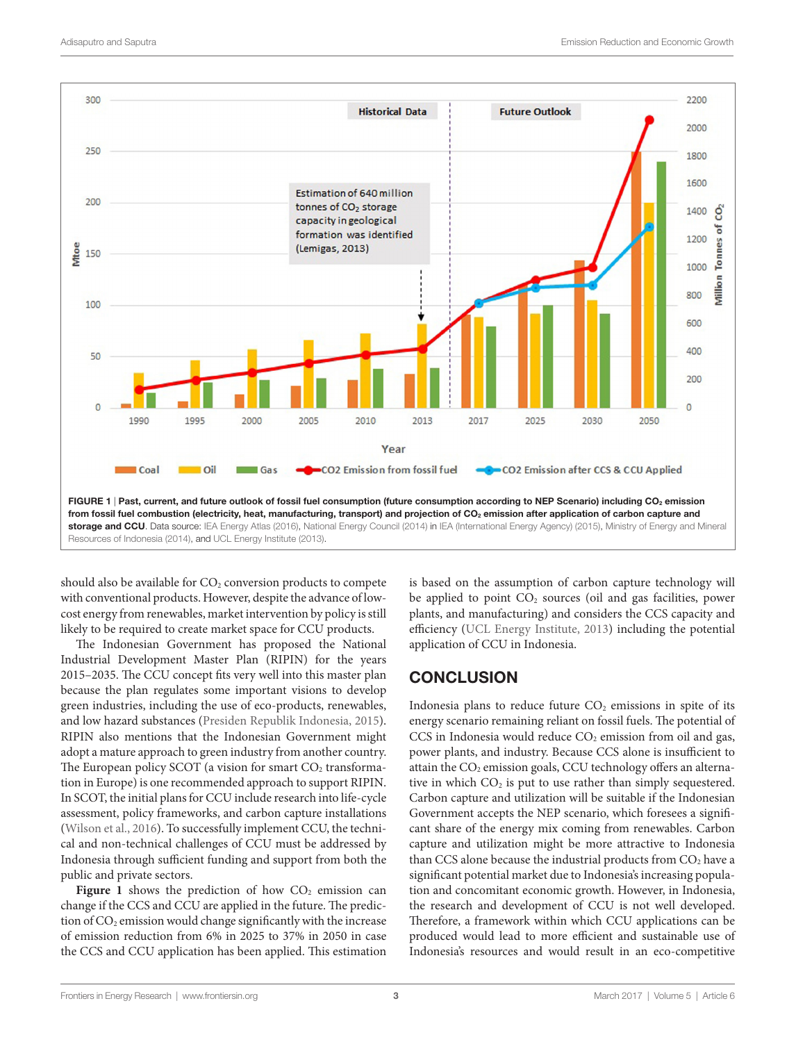FIGURE 1 | Past, current, and future outlook of fossil fuel consumption (future consumption according to NEP Scenario) including $CO_2$ emission from fossil fuel combustion (electricity, heat, manufacturing, transport) and projection of $CO_2$ emission after application of carbon capture and storage and CCU. Data source: IEA Energy Atlas (2016), National Energy Council (2014) in IEA (International Energy Agency) (2015), Ministry of Energy and Mineral Resources of Indonesia (2014), and UCL Energy Institute (2013).

should also be available for $CO_2$ conversion products to compete with conventional products. However, despite the advance of low-cost energy from renewables, market intervention by policy is still likely to be required to create market space for CCU products.

The Indonesian Government has proposed the National Industrial Development Master Plan (RIPIN) for the years 2015–2035. The CCU concept fits very well into this master plan because the plan regulates some important visions to develop green industries, including the use of eco-products, renewables, and low hazard substances (Presiden Republik Indonesia, 2015). RIPIN also mentions that the Indonesian Government might adopt a mature approach to green industry from another country. The European policy SCOT (a vision for smart $CO_2$ transformation in Europe) is one recommended approach to support RIPIN. In SCOT, the initial plans for CCU include research into life-cycle assessment, policy frameworks, and carbon capture installations (Wilson et al., 2016). To successfully implement CCU, the technical and non-technical challenges of CCU must be addressed by Indonesia through sufficient funding and support from both the public and private sectors.

**Figure 1** shows the prediction of how $CO_2$ emission can change if the CCS and CCU are applied in the future. The prediction of $CO_2$ emission would change significantly with the increase of emission reduction from 6% in 2025 to 37% in 2050 in case the CCS and CCU application has been applied. This estimation is based on the assumption of carbon capture technology will be applied to point $CO_2$ sources (oil and gas facilities, power plants, and manufacturing) and considers the CCS capacity and efficiency (UCL Energy Institute, 2013) including the potential application of CCU in Indonesia.

## CONCLUSION

Indonesia plans to reduce future $CO_2$ emissions in spite of its energy scenario remaining reliant on fossil fuels. The potential of CCS in Indonesia would reduce $CO_2$ emission from oil and gas, power plants, and industry. Because CCS alone is insufficient to attain the $CO_2$ emission goals, CCU technology offers an alternative in which $CO_2$ is put to use rather than simply sequestered. Carbon capture and utilization will be suitable if the Indonesian Government accepts the NEP scenario, which foresees a significant share of the energy mix coming from renewables. Carbon capture and utilization might be more attractive to Indonesia than CCS alone because the industrial products from $CO_2$ have a significant potential market due to Indonesia's increasing population and concomitant economic growth. However, in Indonesia, the research and development of CCU is not well developed. Therefore, a framework within which CCU applications can be produced would lead to more efficient and sustainable use of Indonesia's resources and would result in an eco-competitive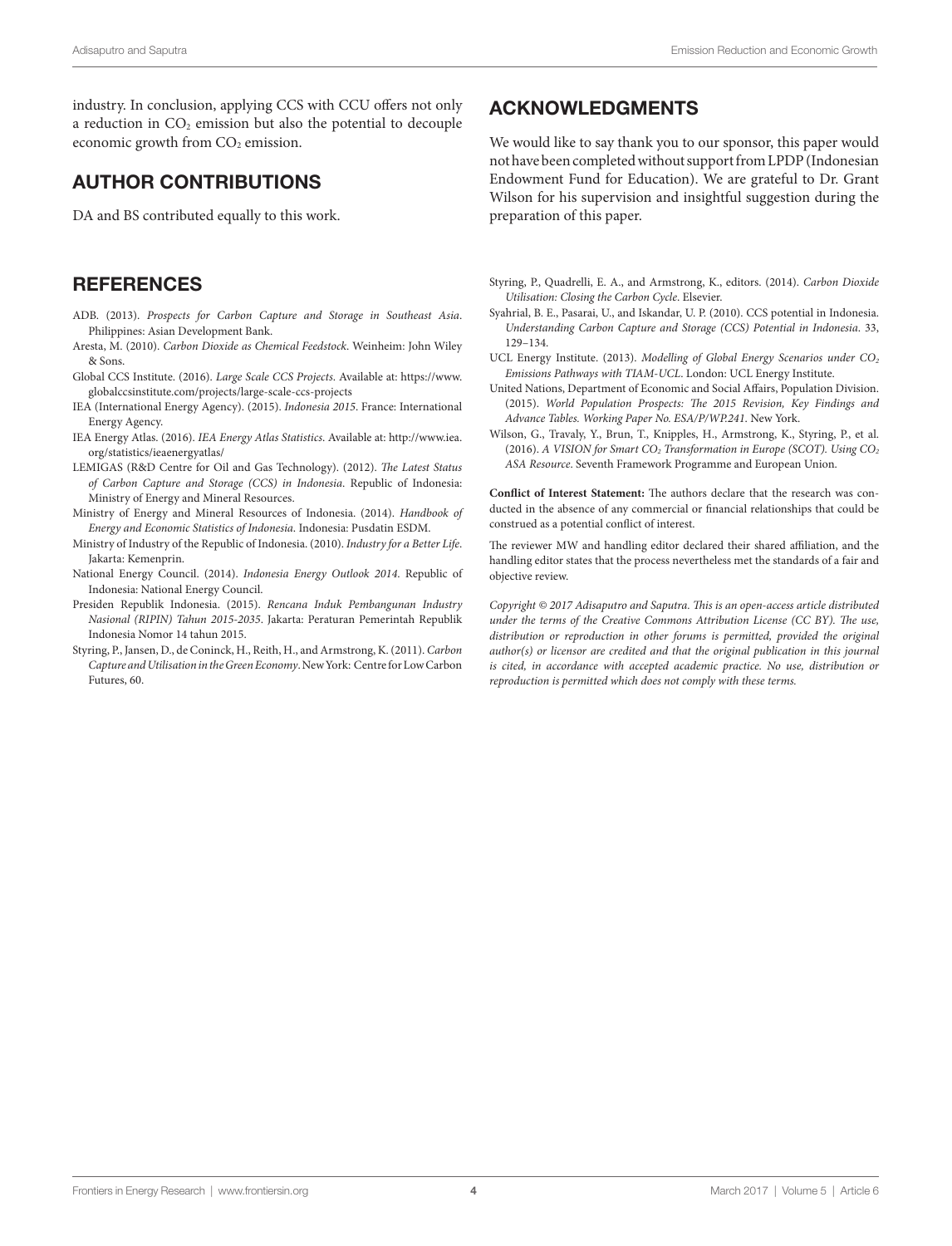industry. In conclusion, applying CCS with CCU offers not only a reduction in $CO_2$ emission but also the potential to decouple economic growth from $CO_2$ emission.

## AUTHOR CONTRIBUTIONS

DA and BS contributed equally to this work.

## ACKNOWLEDGMENTS

We would like to say thank you to our sponsor, this paper would not have been completed without support from LPDP (Indonesian Endowment Fund for Education). We are grateful to Dr. Grant Wilson for his supervision and insightful suggestion during the preparation of this paper.

## REFERENCES

ADB. (2013). *Prospects for Carbon Capture and Storage in Southeast Asia*. Philippines: Asian Development Bank.

Aresta, M. (2010). *Carbon Dioxide as Chemical Feedstock*. Weinheim: John Wiley & Sons.

Global CCS Institute. (2016). *Large Scale CCS Projects*. Available at: https://www.globalccsinstitute.com/projects/large-scale-ccs-projects

IEA (International Energy Agency). (2015). *Indonesia 2015*. France: International Energy Agency.

IEA Energy Atlas. (2016). *IEA Energy Atlas Statistics*. Available at: http://www.iea.org/statistics/ieaenergyatlas/

LEMIGAS (R&D Centre for Oil and Gas Technology). (2012). *The Latest Status of Carbon Capture and Storage (CCS) in Indonesia*. Republic of Indonesia: Ministry of Energy and Mineral Resources.

Ministry of Energy and Mineral Resources of Indonesia. (2014). *Handbook of Energy and Economic Statistics of Indonesia*. Indonesia: Pusdatin ESDM.

Ministry of Industry of the Republic of Indonesia. (2010). *Industry for a Better Life*. Jakarta: Kemenprin.

National Energy Council. (2014). *Indonesia Energy Outlook 2014*. Republic of Indonesia: National Energy Council.

Presiden Republik Indonesia. (2015). *Rencana Induk Pembangunan Industry Nasional (RIPIN) Tahun 2015-2035*. Jakarta: Peraturan Pemerintah Republik Indonesia Nomor 14 tahun 2015.

Styring, P., Jansen, D., de Coninck, H., Reith, H., and Armstrong, K. (2011). *Carbon Capture and Utilisation in the Green Economy*. New York: Centre for Low Carbon Futures, 60.

Styring, P., Quadrelli, E. A., and Armstrong, K., editors. (2014). *Carbon Dioxide Utilisation: Closing the Carbon Cycle*. Elsevier.

Syahrial, B. E., Pasarai, U., and Iskandar, U. P. (2010). CCS potential in Indonesia. *Understanding Carbon Capture and Storage (CCS) Potential in Indonesia*. 33, 129–134.

UCL Energy Institute. (2013). *Modelling of Global Energy Scenarios under $CO_2$ Emissions Pathways with TIAM-UCL*. London: UCL Energy Institute.

United Nations, Department of Economic and Social Affairs, Population Division. (2015). *World Population Prospects: The 2015 Revision, Key Findings and Advance Tables. Working Paper No. ESA/P/WP.241*. New York.

Wilson, G., Travaly, Y., Brun, T., Knipples, H., Armstrong, K., Styring, P., et al. (2016). *A VISION for Smart $CO_2$ Transformation in Europe (SCOT). Using $CO_2$ ASA Resource*. Seventh Framework Programme and European Union.

**Conflict of Interest Statement:** The authors declare that the research was conducted in the absence of any commercial or financial relationships that could be construed as a potential conflict of interest.

The reviewer MW and handling editor declared their shared affiliation, and the handling editor states that the process nevertheless met the standards of a fair and objective review.

*Copyright © 2017 Adisaputro and Saputra. This is an open-access article distributed under the terms of the Creative Commons Attribution License (CC BY). The use, distribution or reproduction in other forums is permitted, provided the original author(s) or licensor are credited and that the original publication in this journal is cited, in accordance with accepted academic practice. No use, distribution or reproduction is permitted which does not comply with these terms.*